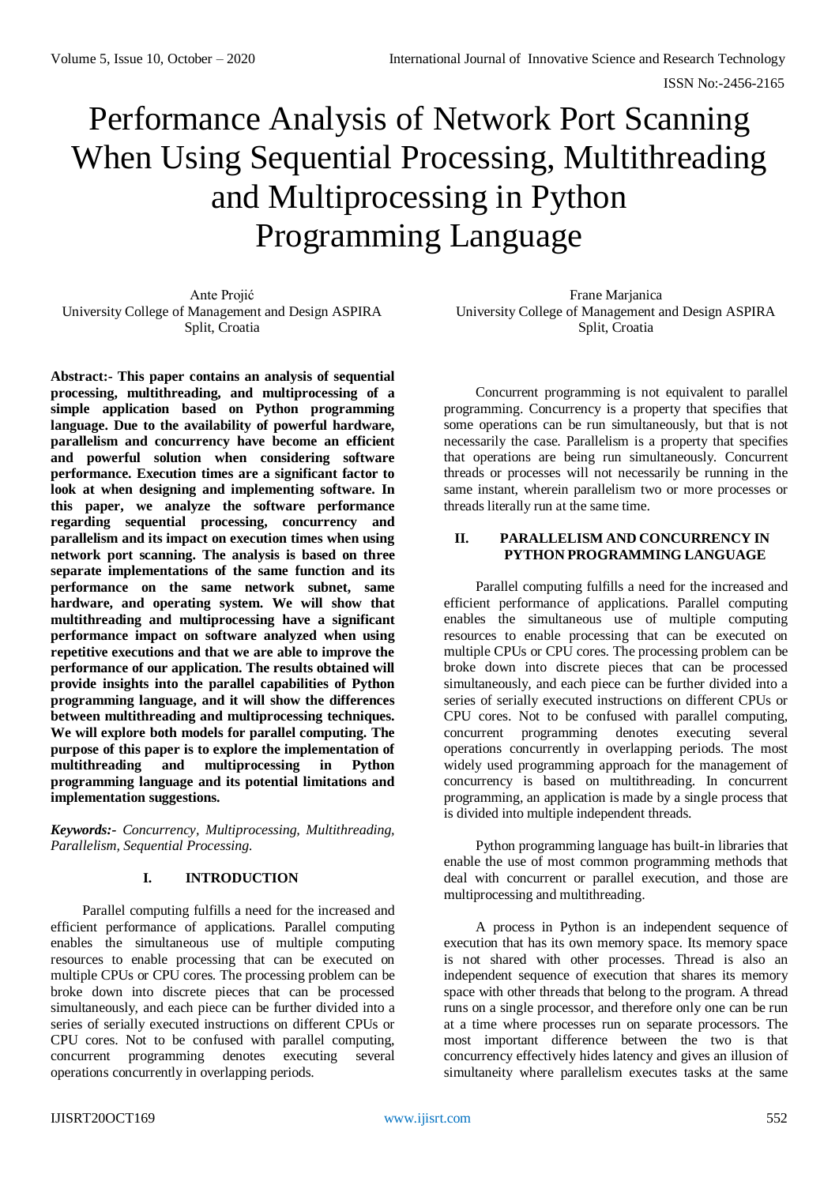# Performance Analysis of Network Port Scanning When Using Sequential Processing, Multithreading and Multiprocessing in Python Programming Language

Ante Projić
University College of Management and Design ASPIRA
Split, Croatia

Frane Marjanica
University College of Management and Design ASPIRA
Split, Croatia

**Abstract:- This paper contains an analysis of sequential processing, multithreading, and multiprocessing of a simple application based on Python programming language. Due to the availability of powerful hardware, parallelism and concurrency have become an efficient and powerful solution when considering software performance. Execution times are a significant factor to look at when designing and implementing software. In this paper, we analyze the software performance regarding sequential processing, concurrency and parallelism and its impact on execution times when using network port scanning. The analysis is based on three separate implementations of the same function and its performance on the same network subnet, same hardware, and operating system. We will show that multithreading and multiprocessing have a significant performance impact on software analyzed when using repetitive executions and that we are able to improve the performance of our application. The results obtained will provide insights into the parallel capabilities of Python programming language, and it will show the differences between multithreading and multiprocessing techniques. We will explore both models for parallel computing. The purpose of this paper is to explore the implementation of multithreading and multiprocessing in Python programming language and its potential limitations and implementation suggestions.**

***Keywords:-*** *Concurrency, Multiprocessing, Multithreading, Parallelism, Sequential Processing.*

## I. INTRODUCTION

Parallel computing fulfills a need for the increased and efficient performance of applications. Parallel computing enables the simultaneous use of multiple computing resources to enable processing that can be executed on multiple CPUs or CPU cores. The processing problem can be broke down into discrete pieces that can be processed simultaneously, and each piece can be further divided into a series of serially executed instructions on different CPUs or CPU cores. Not to be confused with parallel computing, concurrent programming denotes executing several operations concurrently in overlapping periods.

Concurrent programming is not equivalent to parallel programming. Concurrency is a property that specifies that some operations can be run simultaneously, but that is not necessarily the case. Parallelism is a property that specifies that operations are being run simultaneously. Concurrent threads or processes will not necessarily be running in the same instant, wherein parallelism two or more processes or threads literally run at the same time.

## II. PARALLELISM AND CONCURRENCY IN PYTHON PROGRAMMING LANGUAGE

Parallel computing fulfills a need for the increased and efficient performance of applications. Parallel computing enables the simultaneous use of multiple computing resources to enable processing that can be executed on multiple CPUs or CPU cores. The processing problem can be broke down into discrete pieces that can be processed simultaneously, and each piece can be further divided into a series of serially executed instructions on different CPUs or CPU cores. Not to be confused with parallel computing, concurrent programming denotes executing several operations concurrently in overlapping periods. The most widely used programming approach for the management of concurrency is based on multithreading. In concurrent programming, an application is made by a single process that is divided into multiple independent threads.

Python programming language has built-in libraries that enable the use of most common programming methods that deal with concurrent or parallel execution, and those are multiprocessing and multithreading.

A process in Python is an independent sequence of execution that has its own memory space. Its memory space is not shared with other processes. Thread is also an independent sequence of execution that shares its memory space with other threads that belong to the program. A thread runs on a single processor, and therefore only one can be run at a time where processes run on separate processors. The most important difference between the two is that concurrency effectively hides latency and gives an illusion of simultaneity where parallelism executes tasks at the same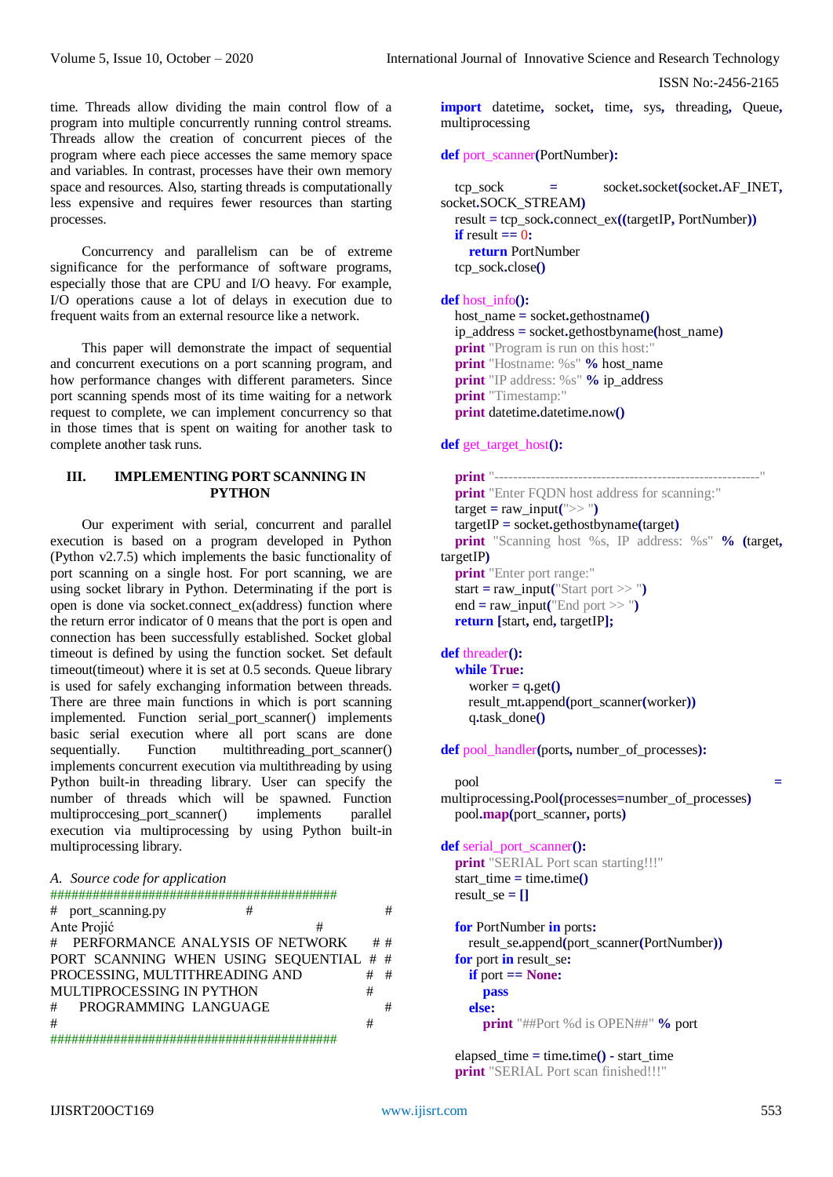time. Threads allow dividing the main control flow of a program into multiple concurrently running control streams. Threads allow the creation of concurrent pieces of the program where each piece accesses the same memory space and variables. In contrast, processes have their own memory space and resources. Also, starting threads is computationally less expensive and requires fewer resources than starting processes.

Concurrency and parallelism can be of extreme significance for the performance of software programs, especially those that are CPU and I/O heavy. For example, I/O operations cause a lot of delays in execution due to frequent waits from an external resource like a network.

This paper will demonstrate the impact of sequential and concurrent executions on a port scanning program, and how performance changes with different parameters. Since port scanning spends most of its time waiting for a network request to complete, we can implement concurrency so that in those times that is spent on waiting for another task to complete another task runs.

## III. IMPLEMENTING PORT SCANNING IN PYTHON

Our experiment with serial, concurrent and parallel execution is based on a program developed in Python (Python v2.7.5) which implements the basic functionality of port scanning on a single host. For port scanning, we are using socket library in Python. Determinating if the port is open is done via socket.connect_ex(address) function where the return error indicator of 0 means that the port is open and connection has been successfully established. Socket global timeout is defined by using the function socket. Set default timeout(timeout) where it is set at 0.5 seconds. Queue library is used for safely exchanging information between threads. There are three main functions in which is port scanning implemented. Function serial_port_scanner() implements basic serial execution where all port scans are done sequentially. Function multithreading_port_scanner() implements concurrent execution via multithreading by using Python built-in threading library. User can specify the number of threads which will be spawned. Function multiproccesing_port_scanner() implements parallel execution via multiprocessing by using Python built-in multiprocessing library.

### A. Source code for application

```
###########################################
#   port_scanning.py                  #                     #
Ante Projić                              #
#   PERFORMANCE ANALYSIS OF NETWORK      # #
PORT SCANNING WHEN USING SEQUENTIAL  # #
PROCESSING, MULTITHREADING AND          #  #
MULTIPROCESSING IN PYTHON               #
#     PROGRAMMING LANGUAGE                     #
#                                           #
###########################################

import datetime, socket, time, sys, threading, Queue, multiprocessing

def port_scanner(PortNumber):

  tcp_sock = socket.socket(socket.AF_INET, socket.SOCK_STREAM)
  result = tcp_sock.connect_ex((targetIP, PortNumber))
  if result == 0:
    return PortNumber
  tcp_sock.close()

def host_info():
  host_name = socket.gethostname()
  ip_address = socket.gethostbyname(host_name)
  print "Program is run on this host:"
  print "Hostname: %s" % host_name
  print "IP address: %s" % ip_address
  print "Timestamp:"
  print datetime.datetime.now()

def get_target_host():

  print "--------------------------------------------------------"
  print "Enter FQDN host address for scanning:"
  target = raw_input(">> ")
  targetIP = socket.gethostbyname(target)
  print "Scanning host %s, IP address: %s" % (target, targetIP)
  print "Enter port range:"
  start = raw_input("Start port >> ")
  end = raw_input("End port >> ")
  return [start, end, targetIP];

def threader():
  while True:
    worker = q.get()
    result_mt.append(port_scanner(worker))
    q.task_done()

def pool_handler(ports, number_of_processes):

  pool = multiprocessing.Pool(processes=number_of_processes)
  pool.map(port_scanner, ports)

def serial_port_scanner():
  print "SERIAL Port scan starting!!!"
  start_time = time.time()
  result_se = []

  for PortNumber in ports:
    result_se.append(port_scanner(PortNumber))
  for port in result_se:
    if port == None:
      pass
    else:
      print "##Port %d is OPEN##" % port

  elapsed_time = time.time() - start_time
  print "SERIAL Port scan finished!!!"
```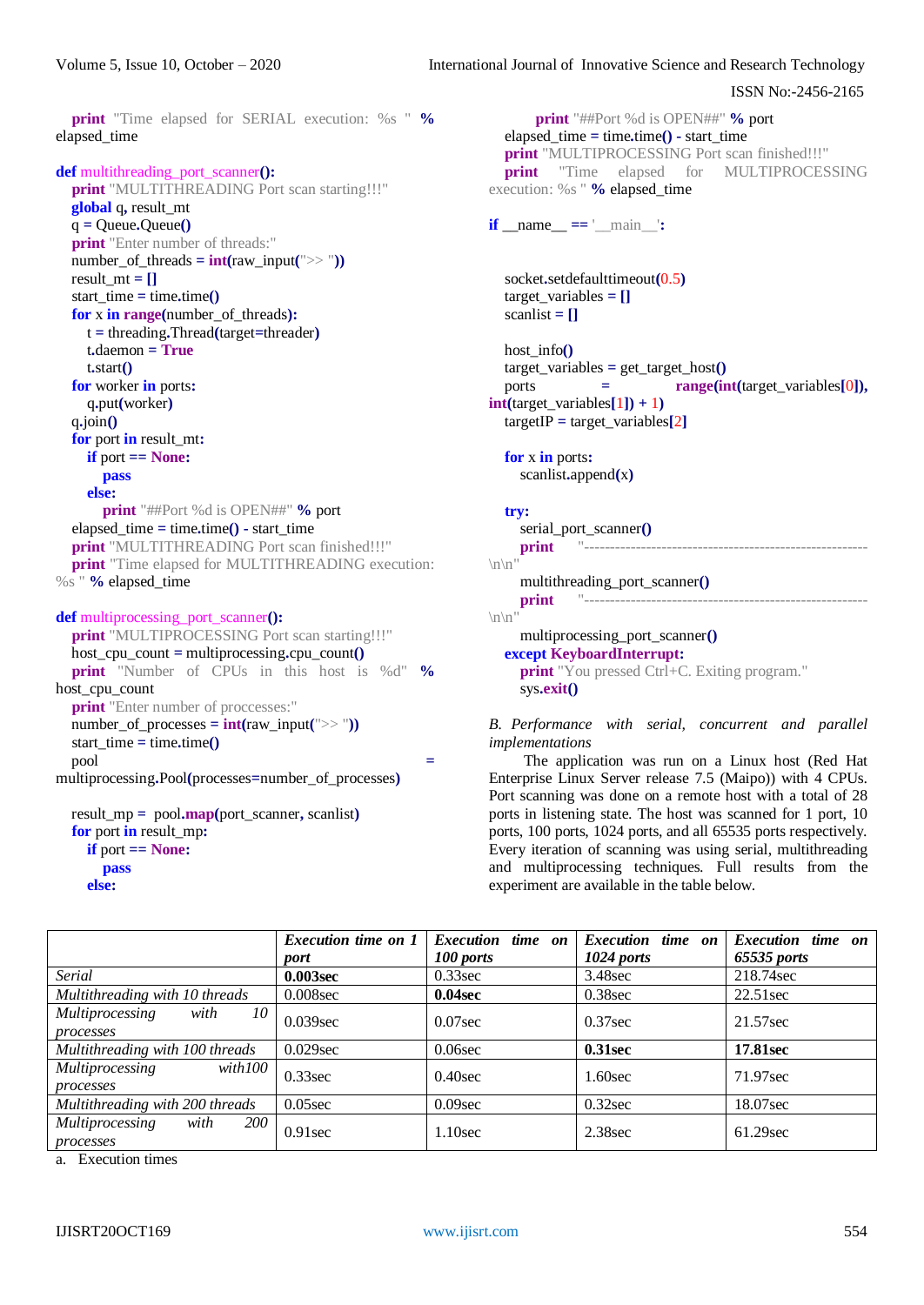```
    print "Time elapsed for SERIAL execution: %s " % elapsed_time

def multithreading_port_scanner():
    print "MULTITHREADING Port scan starting!!!"
    global q, result_mt
    q = Queue.Queue()
    print "Enter number of threads:"
    number_of_threads = int(raw_input(">> "))
    result_mt = []
    start_time = time.time()
    for x in range(number_of_threads):
        t = threading.Thread(target=threader)
        t.daemon = True
        t.start()
    for worker in ports:
        q.put(worker)
    q.join()
    for port in result_mt:
        if port == None:
            pass
        else:
            print "##Port %d is OPEN##" % port
    elapsed_time = time.time() - start_time
    print "MULTITHREADING Port scan finished!!!"
    print "Time elapsed for MULTITHREADING execution: %s " % elapsed_time

def multiprocessing_port_scanner():
    print "MULTIPROCESSING Port scan starting!!!"
    host_cpu_count = multiprocessing.cpu_count()
    print "Number of CPUs in this host is %d" % host_cpu_count
    print "Enter number of proccesses:"
    number_of_processes = int(raw_input(">> "))
    start_time = time.time()
    pool = multiprocessing.Pool(processes=number_of_processes)

    result_mp = pool.map(port_scanner, scanlist)
    for port in result_mp:
        if port == None:
            pass
        else:
            print "##Port %d is OPEN##" % port
    elapsed_time = time.time() - start_time
    print "MULTIPROCESSING Port scan finished!!!"
    print "Time elapsed for MULTIPROCESSING execution: %s " % elapsed_time

if __name__ == '__main__':


    socket.setdefaulttimeout(0.5)
    target_variables = []
    scanlist = []

    host_info()
    target_variables = get_target_host()
    ports = range(int(target_variables[0]), int(target_variables[1]) + 1)
    targetIP = target_variables[2]

    for x in ports:
        scanlist.append(x)

    try:
        serial_port_scanner()
        print "-------------------------------------------------------\n\n"
        multithreading_port_scanner()
        print "-------------------------------------------------------\n\n"
        multiprocessing_port_scanner()
    except KeyboardInterrupt:
        print "You pressed Ctrl+C. Exiting program."
        sys.exit()
```

*B. Performance with serial, concurrent and parallel implementations*

The application was run on a Linux host (Red Hat Enterprise Linux Server release 7.5 (Maipo)) with 4 CPUs. Port scanning was done on a remote host with a total of 28 ports in listening state. The host was scanned for 1 port, 10 ports, 100 ports, 1024 ports, and all 65535 ports respectively. Every iteration of scanning was using serial, multithreading and multiprocessing techniques. Full results from the experiment are available in the table below.

| | *Execution time on 1 port* | *Execution time on 100 ports* | *Execution time on 1024 ports* | *Execution time on 65535 ports* |
|---|---|---|---|---|
| *Serial* | **0.003sec** | 0.33sec | 3.48sec | 218.74sec |
| *Multithreading with 10 threads* | 0.008sec | **0.04sec** | 0.38sec | 22.51sec |
| *Multiprocessing with 10 processes* | 0.039sec | 0.07sec | 0.37sec | 21.57sec |
| *Multithreading with 100 threads* | 0.029sec | 0.06sec | **0.31sec** | **17.81sec** |
| *Multiprocessing with100 processes* | 0.33sec | 0.40sec | 1.60sec | 71.97sec |
| *Multithreading with 200 threads* | 0.05sec | 0.09sec | 0.32sec | 18.07sec |
| *Multiprocessing with 200 processes* | 0.91sec | 1.10sec | 2.38sec | 61.29sec |

a. Execution times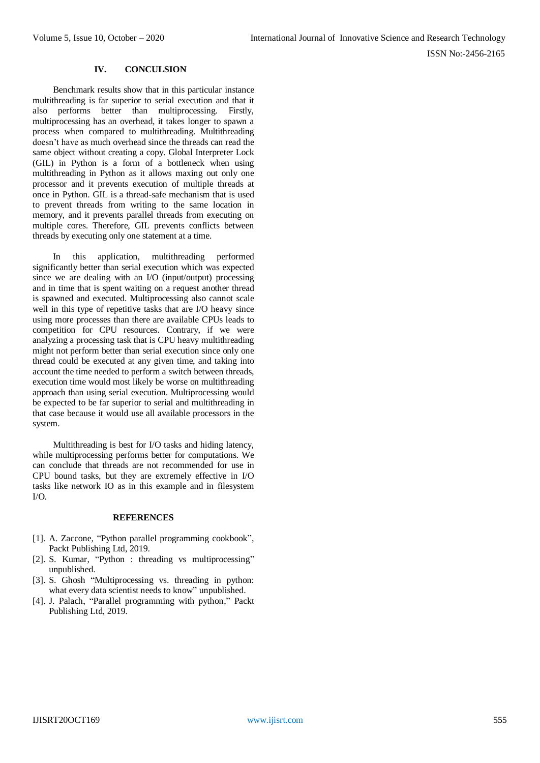## IV. CONCULSION

Benchmark results show that in this particular instance multithreading is far superior to serial execution and that it also performs better than multiprocessing. Firstly, multiprocessing has an overhead, it takes longer to spawn a process when compared to multithreading. Multithreading doesn't have as much overhead since the threads can read the same object without creating a copy. Global Interpreter Lock (GIL) in Python is a form of a bottleneck when using multithreading in Python as it allows maxing out only one processor and it prevents execution of multiple threads at once in Python. GIL is a thread-safe mechanism that is used to prevent threads from writing to the same location in memory, and it prevents parallel threads from executing on multiple cores. Therefore, GIL prevents conflicts between threads by executing only one statement at a time.

In this application, multithreading performed significantly better than serial execution which was expected since we are dealing with an I/O (input/output) processing and in time that is spent waiting on a request another thread is spawned and executed. Multiprocessing also cannot scale well in this type of repetitive tasks that are I/O heavy since using more processes than there are available CPUs leads to competition for CPU resources. Contrary, if we were analyzing a processing task that is CPU heavy multithreading might not perform better than serial execution since only one thread could be executed at any given time, and taking into account the time needed to perform a switch between threads, execution time would most likely be worse on multithreading approach than using serial execution. Multiprocessing would be expected to be far superior to serial and multithreading in that case because it would use all available processors in the system.

Multithreading is best for I/O tasks and hiding latency, while multiprocessing performs better for computations. We can conclude that threads are not recommended for use in CPU bound tasks, but they are extremely effective in I/O tasks like network IO as in this example and in filesystem I/O.

## REFERENCES

- [1]. A. Zaccone, "Python parallel programming cookbook", Packt Publishing Ltd, 2019.
- [2]. S. Kumar, "Python : threading vs multiprocessing" unpublished.
- [3]. S. Ghosh "Multiprocessing vs. threading in python: what every data scientist needs to know" unpublished.
- [4]. J. Palach, "Parallel programming with python," Packt Publishing Ltd, 2019.